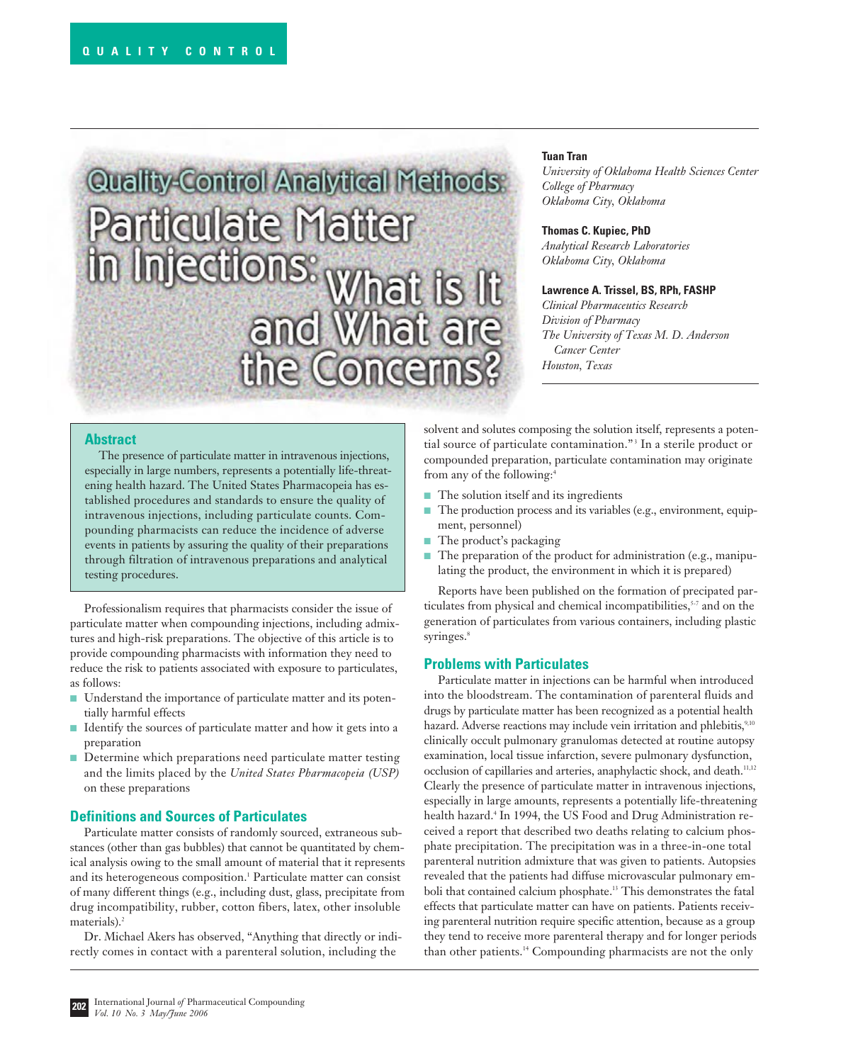# Quality-Control Analytical Methods: Particulate Matter in Injections: What is It and What are the Concerns?

**Tuan Tran**
*University of Oklahoma Health Sciences Center*
*College of Pharmacy*
*Oklahoma City, Oklahoma*

**Thomas C. Kupiec, PhD**
*Analytical Research Laboratories*
*Oklahoma City, Oklahoma*

**Lawrence A. Trissel, BS, RPh, FASHP**
*Clinical Pharmaceutics Research*
*Division of Pharmacy*
*The University of Texas M. D. Anderson Cancer Center*
*Houston, Texas*

## Abstract

The presence of particulate matter in intravenous injections, especially in large numbers, represents a potentially life-threatening health hazard. The United States Pharmacopeia has established procedures and standards to ensure the quality of intravenous injections, including particulate counts. Compounding pharmacists can reduce the incidence of adverse events in patients by assuring the quality of their preparations through filtration of intravenous preparations and analytical testing procedures.

Professionalism requires that pharmacists consider the issue of particulate matter when compounding injections, including admixtures and high-risk preparations. The objective of this article is to provide compounding pharmacists with information they need to reduce the risk to patients associated with exposure to particulates, as follows:

- Understand the importance of particulate matter and its potentially harmful effects
- Identify the sources of particulate matter and how it gets into a preparation
- Determine which preparations need particulate matter testing and the limits placed by the *United States Pharmacopeia (USP)* on these preparations

## Definitions and Sources of Particulates

Particulate matter consists of randomly sourced, extraneous substances (other than gas bubbles) that cannot be quantitated by chemical analysis owing to the small amount of material that it represents and its heterogeneous composition.[1] Particulate matter can consist of many different things (e.g., including dust, glass, precipitate from drug incompatibility, rubber, cotton fibers, latex, other insoluble materials).[2]

Dr. Michael Akers has observed, "Anything that directly or indirectly comes in contact with a parenteral solution, including the solvent and solutes composing the solution itself, represents a potential source of particulate contamination."[3] In a sterile product or compounded preparation, particulate contamination may originate from any of the following:[4]

- The solution itself and its ingredients
- The production process and its variables (e.g., environment, equipment, personnel)
- The product's packaging
- The preparation of the product for administration (e.g., manipulating the product, the environment in which it is prepared)

Reports have been published on the formation of precipated particulates from physical and chemical incompatibilities,[5-7] and on the generation of particulates from various containers, including plastic syringes.[8]

## Problems with Particulates

Particulate matter in injections can be harmful when introduced into the bloodstream. The contamination of parenteral fluids and drugs by particulate matter has been recognized as a potential health hazard. Adverse reactions may include vein irritation and phlebitis,[9,10] clinically occult pulmonary granulomas detected at routine autopsy examination, local tissue infarction, severe pulmonary dysfunction, occlusion of capillaries and arteries, anaphylactic shock, and death.[11,12] Clearly the presence of particulate matter in intravenous injections, especially in large amounts, represents a potentially life-threatening health hazard.[4] In 1994, the US Food and Drug Administration received a report that described two deaths relating to calcium phosphate precipitation. The precipitation was in a three-in-one total parenteral nutrition admixture that was given to patients. Autopsies revealed that the patients had diffuse microvascular pulmonary emboli that contained calcium phosphate.[13] This demonstrates the fatal effects that particulate matter can have on patients. Patients receiving parenteral nutrition require specific attention, because as a group they tend to receive more parenteral therapy and for longer periods than other patients.[14] Compounding pharmacists are not the only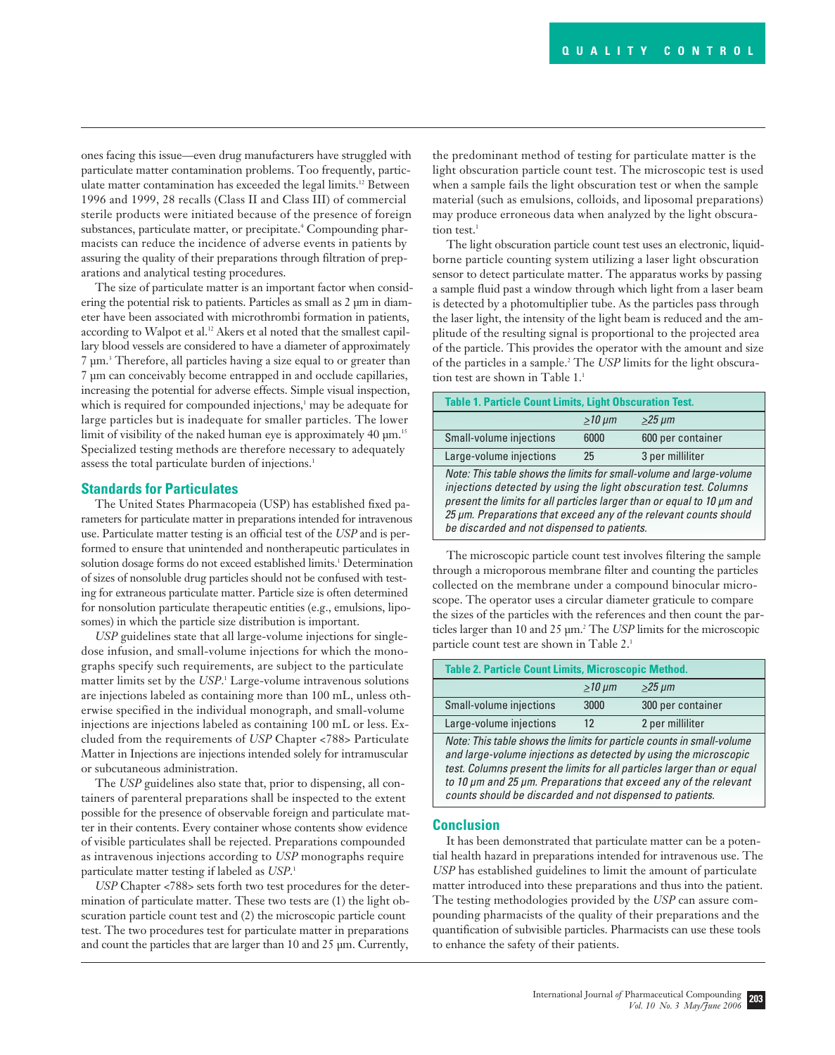ones facing this issue—even drug manufacturers have struggled with particulate matter contamination problems. Too frequently, particulate matter contamination has exceeded the legal limits.[12] Between 1996 and 1999, 28 recalls (Class II and Class III) of commercial sterile products were initiated because of the presence of foreign substances, particulate matter, or precipitate.[4] Compounding pharmacists can reduce the incidence of adverse events in patients by assuring the quality of their preparations through filtration of preparations and analytical testing procedures.

The size of particulate matter is an important factor when considering the potential risk to patients. Particles as small as 2 µm in diameter have been associated with microthrombi formation in patients, according to Walpot et al.[12] Akers et al noted that the smallest capillary blood vessels are considered to have a diameter of approximately 7 µm.[3] Therefore, all particles having a size equal to or greater than 7 µm can conceivably become entrapped in and occlude capillaries, increasing the potential for adverse effects. Simple visual inspection, which is required for compounded injections,[1] may be adequate for large particles but is inadequate for smaller particles. The lower limit of visibility of the naked human eye is approximately 40 µm.[15] Specialized testing methods are therefore necessary to adequately assess the total particulate burden of injections.[1]

## Standards for Particulates

The United States Pharmacopeia (USP) has established fixed parameters for particulate matter in preparations intended for intravenous use. Particulate matter testing is an official test of the *USP* and is performed to ensure that unintended and nontherapeutic particulates in solution dosage forms do not exceed established limits.[1] Determination of sizes of nonsoluble drug particles should not be confused with testing for extraneous particulate matter. Particle size is often determined for nonsolution particulate therapeutic entities (e.g., emulsions, liposomes) in which the particle size distribution is important.

*USP* guidelines state that all large-volume injections for single-dose infusion, and small-volume injections for which the monographs specify such requirements, are subject to the particulate matter limits set by the *USP*.[1] Large-volume intravenous solutions are injections labeled as containing more than 100 mL, unless otherwise specified in the individual monograph, and small-volume injections are injections labeled as containing 100 mL or less. Excluded from the requirements of *USP* Chapter <788> Particulate Matter in Injections are injections intended solely for intramuscular or subcutaneous administration.

The *USP* guidelines also state that, prior to dispensing, all containers of parenteral preparations shall be inspected to the extent possible for the presence of observable foreign and particulate matter in their contents. Every container whose contents show evidence of visible particulates shall be rejected. Preparations compounded as intravenous injections according to *USP* monographs require particulate matter testing if labeled as *USP*.[1]

*USP* Chapter <788> sets forth two test procedures for the determination of particulate matter. These two tests are (1) the light obscuration particle count test and (2) the microscopic particle count test. The two procedures test for particulate matter in preparations and count the particles that are larger than 10 and 25 µm. Currently, the predominant method of testing for particulate matter is the light obscuration particle count test. The microscopic test is used when a sample fails the light obscuration test or when the sample material (such as emulsions, colloids, and liposomal preparations) may produce erroneous data when analyzed by the light obscuration test.[1]

The light obscuration particle count test uses an electronic, liquid-borne particle counting system utilizing a laser light obscuration sensor to detect particulate matter. The apparatus works by passing a sample fluid past a window through which light from a laser beam is detected by a photomultiplier tube. As the particles pass through the laser light, the intensity of the light beam is reduced and the amplitude of the resulting signal is proportional to the projected area of the particle. This provides the operator with the amount and size of the particles in a sample.[2] The *USP* limits for the light obscuration test are shown in Table 1.[1]

**Table 1. Particle Count Limits, Light Obscuration Test.**

| | *≥10 µm* | *≥25 µm* |
|---|---|---|
| Small-volume injections | 6000 | 600 per container |
| Large-volume injections | 25 | 3 per milliliter |

*Note: This table shows the limits for small-volume and large-volume injections detected by using the light obscuration test. Columns present the limits for all particles larger than or equal to 10 µm and 25 µm. Preparations that exceed any of the relevant counts should be discarded and not dispensed to patients.*

The microscopic particle count test involves filtering the sample through a microporous membrane filter and counting the particles collected on the membrane under a compound binocular microscope. The operator uses a circular diameter graticule to compare the sizes of the particles with the references and then count the particles larger than 10 and 25 µm.[2] The *USP* limits for the microscopic particle count test are shown in Table 2.[1]

**Table 2. Particle Count Limits, Microscopic Method.**

| | *≥10 µm* | *≥25 µm* |
|---|---|---|
| Small-volume injections | 3000 | 300 per container |
| Large-volume injections | 12 | 2 per milliliter |

*Note: This table shows the limits for particle counts in small-volume and large-volume injections as detected by using the microscopic test. Columns present the limits for all particles larger than or equal to 10 µm and 25 µm. Preparations that exceed any of the relevant counts should be discarded and not dispensed to patients.*

## Conclusion

It has been demonstrated that particulate matter can be a potential health hazard in preparations intended for intravenous use. The *USP* has established guidelines to limit the amount of particulate matter introduced into these preparations and thus into the patient. The testing methodologies provided by the *USP* can assure compounding pharmacists of the quality of their preparations and the quantification of subvisible particles. Pharmacists can use these tools to enhance the safety of their patients.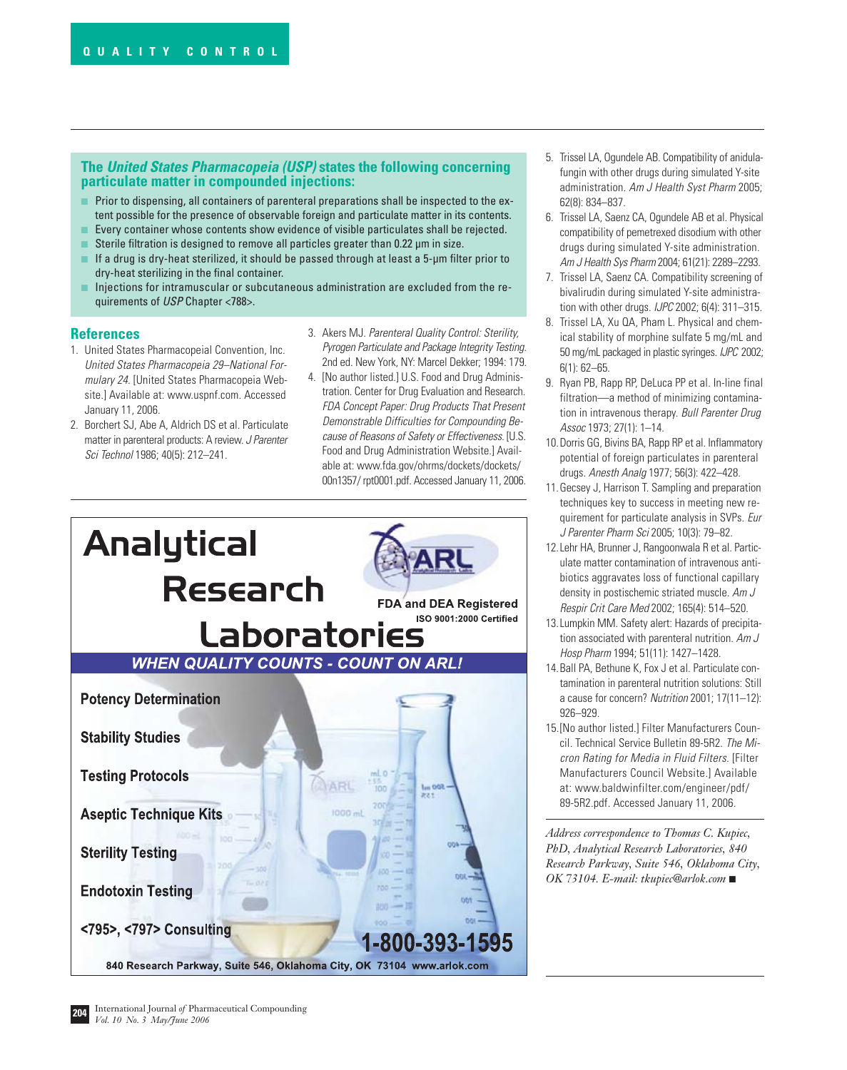### The *United States Pharmacopeia (USP)* states the following concerning particulate matter in compounded injections:

- Prior to dispensing, all containers of parenteral preparations shall be inspected to the extent possible for the presence of observable foreign and particulate matter in its contents.
- Every container whose contents show evidence of visible particulates shall be rejected.
- Sterile filtration is designed to remove all particles greater than 0.22 µm in size.
- If a drug is dry-heat sterilized, it should be passed through at least a 5-µm filter prior to dry-heat sterilizing in the final container.
- Injections for intramuscular or subcutaneous administration are excluded from the requirements of *USP* Chapter <788>.

## References

1. United States Pharmacopeial Convention, Inc. *United States Pharmacopeia 29–National Formulary 24*. [United States Pharmacopeia Website.] Available at: www.uspnf.com. Accessed January 11, 2006.
2. Borchert SJ, Abe A, Aldrich DS et al. Particulate matter in parenteral products: A review. *J Parenter Sci Technol* 1986; 40(5): 212–241.
3. Akers MJ. *Parenteral Quality Control: Sterility, Pyrogen Particulate and Package Integrity Testing*. 2nd ed. New York, NY: Marcel Dekker; 1994: 179.
4. [No author listed.] U.S. Food and Drug Administration. Center for Drug Evaluation and Research. *FDA Concept Paper: Drug Products That Present Demonstrable Difficulties for Compounding Because of Reasons of Safety or Effectiveness*. [U.S. Food and Drug Administration Website.] Available at: www.fda.gov/ohrms/dockets/dockets/00n1357/ rpt0001.pdf. Accessed January 11, 2006.
5. Trissel LA, Ogundele AB. Compatibility of anidulafungin with other drugs during simulated Y-site administration. *Am J Health Syst Pharm* 2005; 62(8): 834–837.
6. Trissel LA, Saenz CA, Ogundele AB et al. Physical compatibility of pemetrexed disodium with other drugs during simulated Y-site administration. *Am J Health Sys Pharm* 2004; 61(21): 2289–2293.
7. Trissel LA, Saenz CA. Compatibility screening of bivalirudin during simulated Y-site administration with other drugs. *IJPC* 2002; 6(4): 311–315.
8. Trissel LA, Xu QA, Pham L. Physical and chemical stability of morphine sulfate 5 mg/mL and 50 mg/mL packaged in plastic syringes. *IJPC* 2002; 6(1): 62–65.
9. Ryan PB, Rapp RP, DeLuca PP et al. In-line final filtration—a method of minimizing contamination in intravenous therapy. *Bull Parenter Drug Assoc* 1973; 27(1): 1–14.
10. Dorris GG, Bivins BA, Rapp RP et al. Inflammatory potential of foreign particulates in parenteral drugs. *Anesth Analg* 1977; 56(3): 422–428.
11. Gecsey J, Harrison T. Sampling and preparation techniques key to success in meeting new requirement for particulate analysis in SVPs. *Eur J Parenter Pharm Sci* 2005; 10(3): 79–82.
12. Lehr HA, Brunner J, Rangoonwala R et al. Particulate matter contamination of intravenous antibiotics aggravates loss of functional capillary density in postischemic striated muscle. *Am J Respir Crit Care Med* 2002; 165(4): 514–520.
13. Lumpkin MM. Safety alert: Hazards of precipitation associated with parenteral nutrition. *Am J Hosp Pharm* 1994; 51(11): 1427–1428.
14. Ball PA, Bethune K, Fox J et al. Particulate contamination in parenteral nutrition solutions: Still a cause for concern? *Nutrition* 2001; 17(11–12): 926–929.
15. [No author listed.] Filter Manufacturers Council. Technical Service Bulletin 89-5R2. *The Micron Rating for Media in Fluid Filters*. [Filter Manufacturers Council Website.] Available at: www.baldwinfilter.com/engineer/pdf/89-5R2.pdf. Accessed January 11, 2006.

*Address correspondence to Thomas C. Kupiec, PhD, Analytical Research Laboratories, 840 Research Parkway, Suite 546, Oklahoma City, OK 73104. E-mail: tkupiec@arlok.com* ■

Analytical Research Laboratories

ARL Analytical Research Labs

FDA and DEA Registered

ISO 9001:2000 Certified

WHEN QUALITY COUNTS - COUNT ON ARL!

Potency Determination

Stability Studies

Testing Protocols

Aseptic Technique Kits

Sterility Testing

Endotoxin Testing

<795>, <797> Consulting

1-800-393-1595

840 Research Parkway, Suite 546, Oklahoma City, OK 73104 www.arlok.com